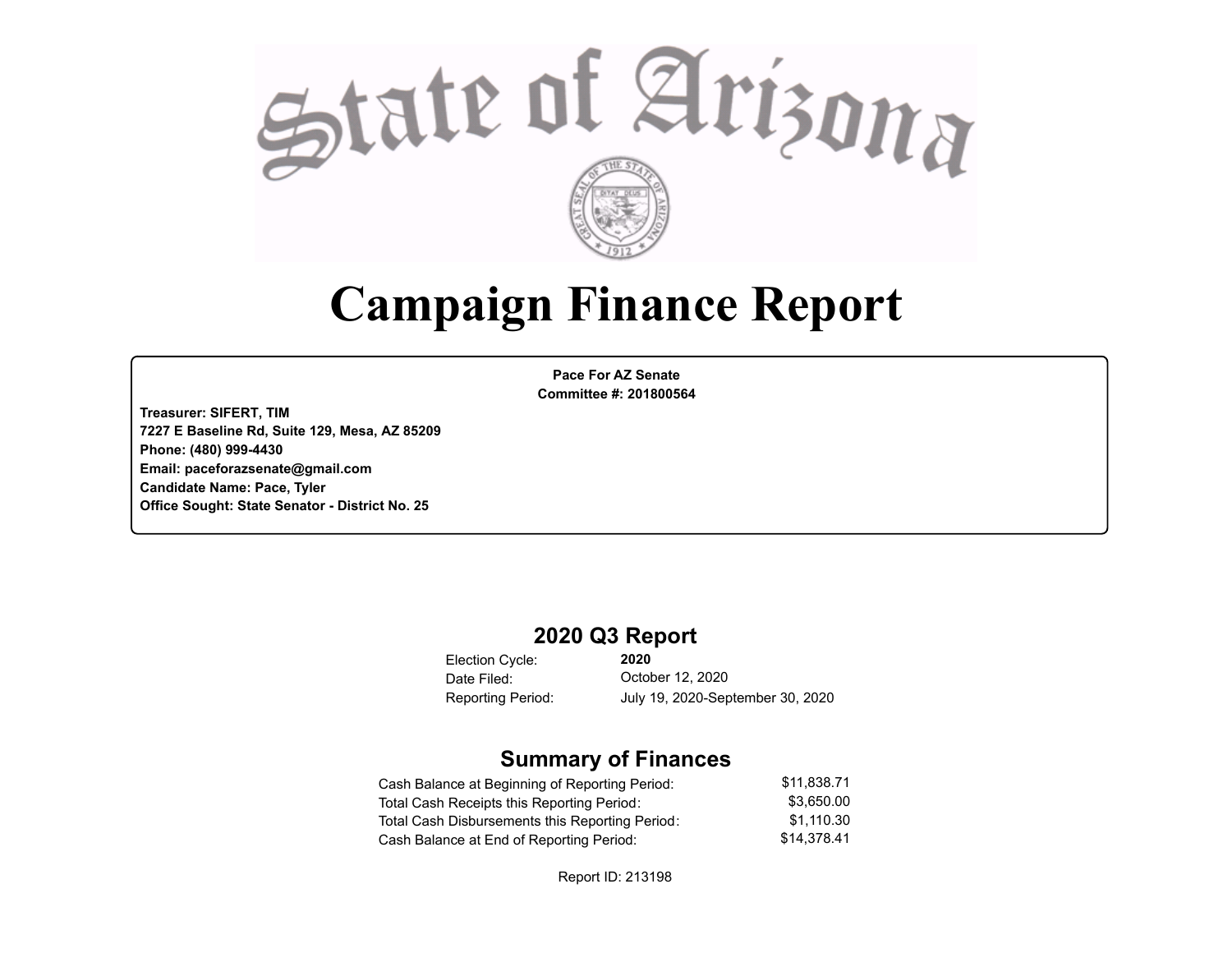# State of Arizona

# Campaign Finance Report

**Pace For AZ Senate**
**Committee #: 201800564**

**Treasurer: SIFERT, TIM**
**7227 E Baseline Rd, Suite 129, Mesa, AZ 85209**
**Phone: (480) 999-4430**
**Email: paceforazsenate@gmail.com**
**Candidate Name: Pace, Tyler**
**Office Sought: State Senator - District No. 25**

## 2020 Q3 Report

| | |
|---|---|
| Election Cycle: | **2020** |
| Date Filed: | October 12, 2020 |
| Reporting Period: | July 19, 2020-September 30, 2020 |

## Summary of Finances

| | |
|---|---|
| Cash Balance at Beginning of Reporting Period: | $11,838.71 |
| Total Cash Receipts this Reporting Period: | $3,650.00 |
| Total Cash Disbursements this Reporting Period: | $1,110.30 |
| Cash Balance at End of Reporting Period: | $14,378.41 |

Report ID: 213198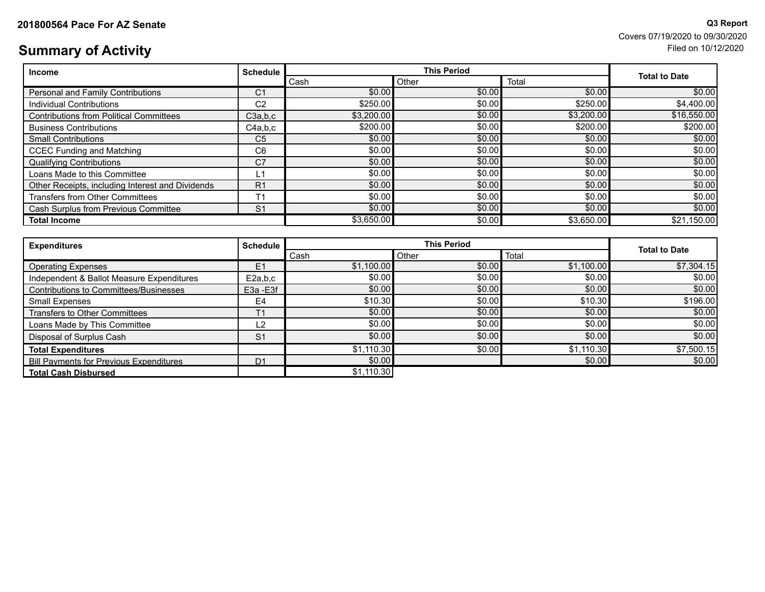**201800564 Pace For AZ Senate**

**Q3 Report**
Covers 07/19/2020 to 09/30/2020
Filed on 10/12/2020

# Summary of Activity

| Income | Schedule | This Period | | | Total to Date |
|---|---|---|---|---|---|
| | | Cash | Other | Total | |
| Personal and Family Contributions | C1 | $0.00 | $0.00 | $0.00 | $0.00 |
| Individual Contributions | C2 | $250.00 | $0.00 | $250.00 | $4,400.00 |
| Contributions from Political Committees | C3a,b,c | $3,200.00 | $0.00 | $3,200.00 | $16,550.00 |
| Business Contributions | C4a,b,c | $200.00 | $0.00 | $200.00 | $200.00 |
| Small Contributions | C5 | $0.00 | $0.00 | $0.00 | $0.00 |
| CCEC Funding and Matching | C6 | $0.00 | $0.00 | $0.00 | $0.00 |
| Qualifying Contributions | C7 | $0.00 | $0.00 | $0.00 | $0.00 |
| Loans Made to this Committee | L1 | $0.00 | $0.00 | $0.00 | $0.00 |
| Other Receipts, including Interest and Dividends | R1 | $0.00 | $0.00 | $0.00 | $0.00 |
| Transfers from Other Committees | T1 | $0.00 | $0.00 | $0.00 | $0.00 |
| Cash Surplus from Previous Committee | S1 | $0.00 | $0.00 | $0.00 | $0.00 |
| **Total Income** | | $3,650.00 | $0.00 | $3,650.00 | $21,150.00 |

| Expenditures | Schedule | This Period | | | Total to Date |
|---|---|---|---|---|---|
| | | Cash | Other | Total | |
| Operating Expenses | E1 | $1,100.00 | $0.00 | $1,100.00 | $7,304.15 |
| Independent & Ballot Measure Expenditures | E2a,b,c | $0.00 | $0.00 | $0.00 | $0.00 |
| Contributions to Committees/Businesses | E3a -E3f | $0.00 | $0.00 | $0.00 | $0.00 |
| Small Expenses | E4 | $10.30 | $0.00 | $10.30 | $196.00 |
| Transfers to Other Committees | T1 | $0.00 | $0.00 | $0.00 | $0.00 |
| Loans Made by This Committee | L2 | $0.00 | $0.00 | $0.00 | $0.00 |
| Disposal of Surplus Cash | S1 | $0.00 | $0.00 | $0.00 | $0.00 |
| **Total Expenditures** | | $1,110.30 | $0.00 | $1,110.30 | $7,500.15 |
| Bill Payments for Previous Expenditures | D1 | $0.00 | | $0.00 | $0.00 |
| **Total Cash Disbursed** | | $1,110.30 | | | |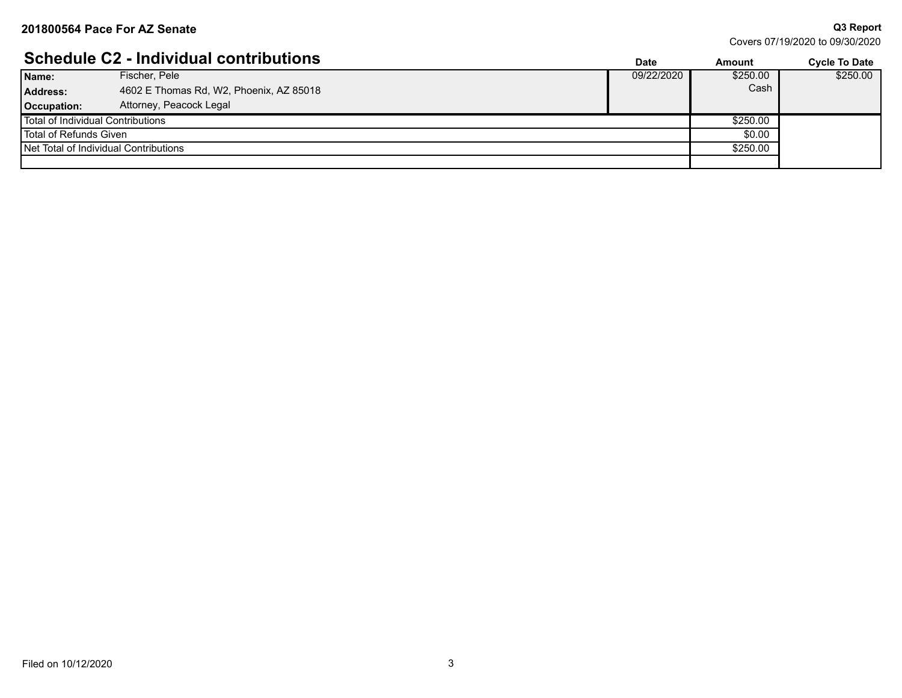## Schedule C2 - Individual contributions

| | | Date | Amount | Cycle To Date |
|---|---|---|---|---|
| **Name:** | Fischer, Pele | 09/22/2020 | $250.00 | $250.00 |
| **Address:** | 4602 E Thomas Rd, W2, Phoenix, AZ 85018 | | Cash | |
| **Occupation:** | Attorney, Peacock Legal | | | |
| Total of Individual Contributions | | | $250.00 | |
| Total of Refunds Given | | | $0.00 | |
| Net Total of Individual Contributions | | | $250.00 | |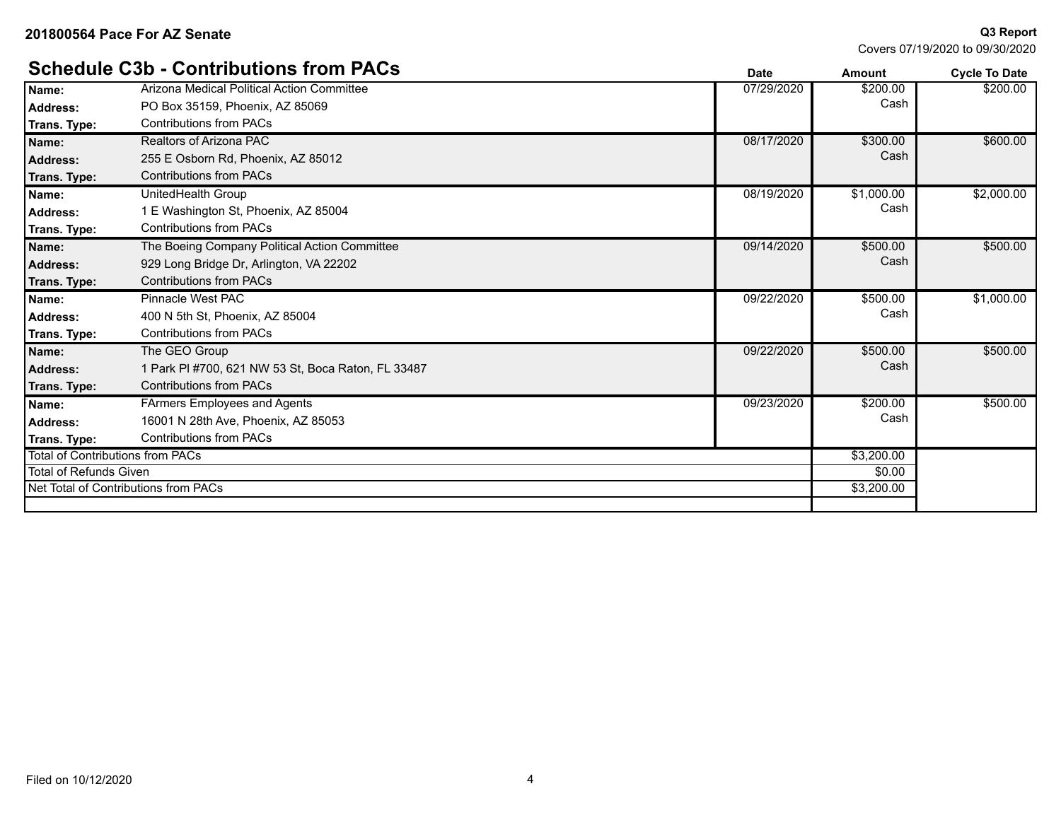**201800564 Pace For AZ Senate**

**Q3 Report**
Covers 07/19/2020 to 09/30/2020

## Schedule C3b - Contributions from PACs

| | | Date | Amount | Cycle To Date |
|---|---|---|---|---|
| **Name:** | Arizona Medical Political Action Committee | 07/29/2020 | $200.00 | $200.00 |
| **Address:** | PO Box 35159, Phoenix, AZ 85069 | | Cash | |
| **Trans. Type:** | Contributions from PACs | | | |
| **Name:** | Realtors of Arizona PAC | 08/17/2020 | $300.00 | $600.00 |
| **Address:** | 255 E Osborn Rd, Phoenix, AZ 85012 | | Cash | |
| **Trans. Type:** | Contributions from PACs | | | |
| **Name:** | UnitedHealth Group | 08/19/2020 | $1,000.00 | $2,000.00 |
| **Address:** | 1 E Washington St, Phoenix, AZ 85004 | | Cash | |
| **Trans. Type:** | Contributions from PACs | | | |
| **Name:** | The Boeing Company Political Action Committee | 09/14/2020 | $500.00 | $500.00 |
| **Address:** | 929 Long Bridge Dr, Arlington, VA 22202 | | Cash | |
| **Trans. Type:** | Contributions from PACs | | | |
| **Name:** | Pinnacle West PAC | 09/22/2020 | $500.00 | $1,000.00 |
| **Address:** | 400 N 5th St, Phoenix, AZ 85004 | | Cash | |
| **Trans. Type:** | Contributions from PACs | | | |
| **Name:** | The GEO Group | 09/22/2020 | $500.00 | $500.00 |
| **Address:** | 1 Park Pl #700, 621 NW 53 St, Boca Raton, FL 33487 | | Cash | |
| **Trans. Type:** | Contributions from PACs | | | |
| **Name:** | FArmers Employees and Agents | 09/23/2020 | $200.00 | $500.00 |
| **Address:** | 16001 N 28th Ave, Phoenix, AZ 85053 | | Cash | |
| **Trans. Type:** | Contributions from PACs | | | |
| Total of Contributions from PACs | | | $3,200.00 | |
| Total of Refunds Given | | | $0.00 | |
| Net Total of Contributions from PACs | | | $3,200.00 | |

Filed on 10/12/2020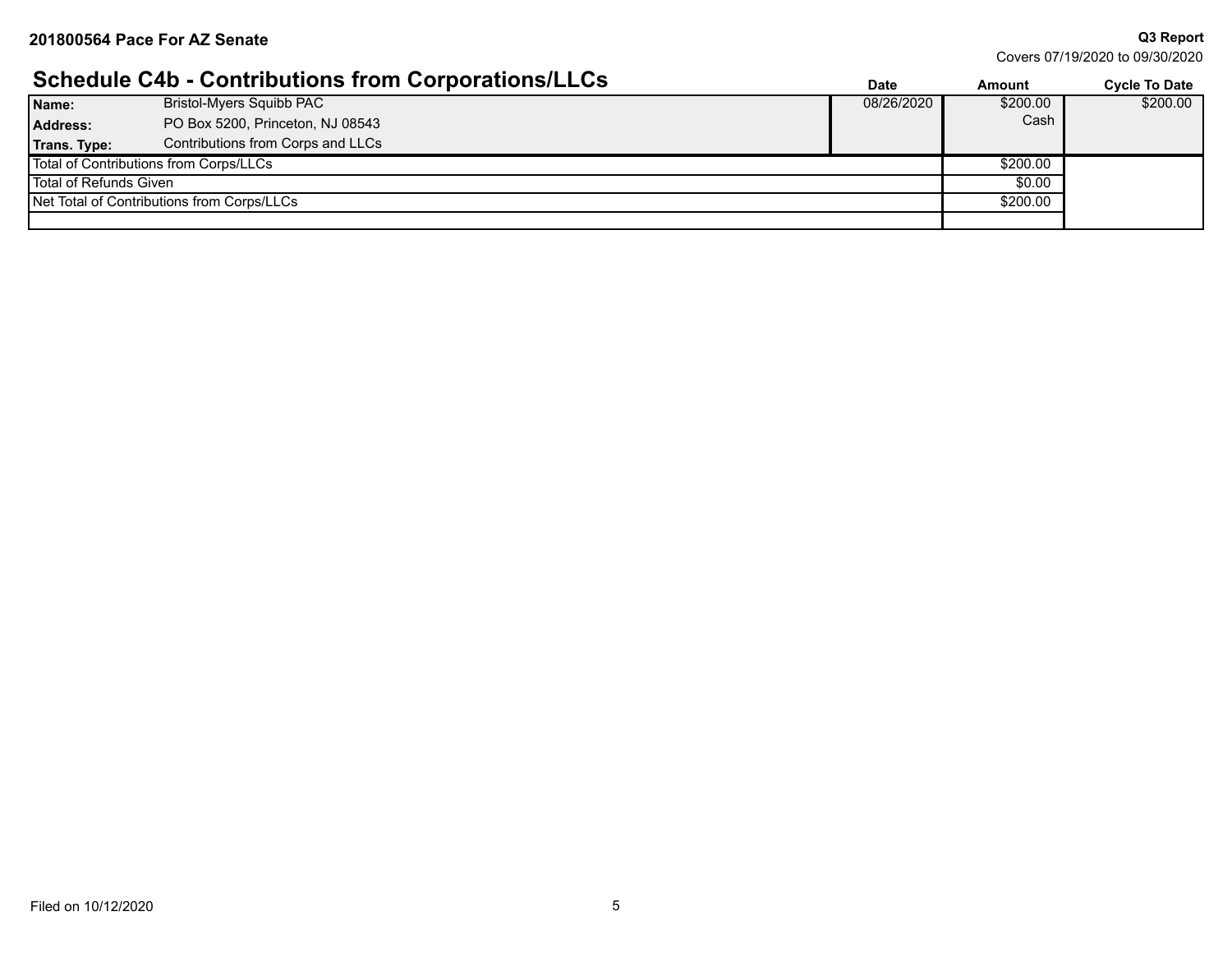**201800564 Pace For AZ Senate**

**Q3 Report**
Covers 07/19/2020 to 09/30/2020

## Schedule C4b - Contributions from Corporations/LLCs

| | | Date | Amount | Cycle To Date |
|---|---|---|---|---|
| **Name:** | Bristol-Myers Squibb PAC | 08/26/2020 | $200.00 | $200.00 |
| **Address:** | PO Box 5200, Princeton, NJ 08543 | | Cash | |
| **Trans. Type:** | Contributions from Corps and LLCs | | | |
| Total of Contributions from Corps/LLCs | | | $200.00 | |
| Total of Refunds Given | | | $0.00 | |
| Net Total of Contributions from Corps/LLCs | | | $200.00 | |

Filed on 10/12/2020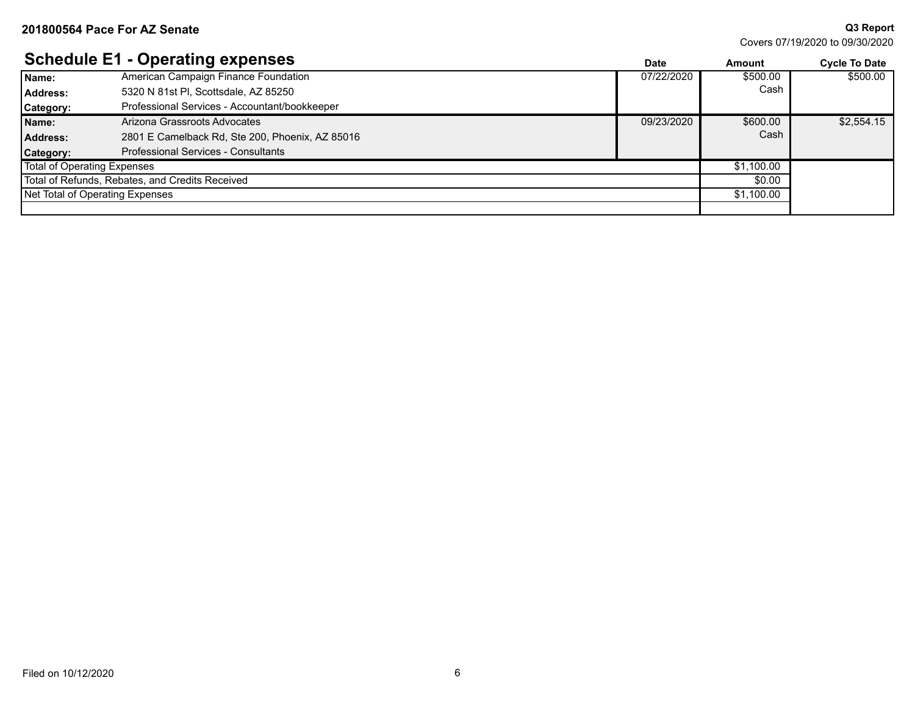**201800564 Pace For AZ Senate**

**Q3 Report**
Covers 07/19/2020 to 09/30/2020

## Schedule E1 - Operating expenses

| | | Date | Amount | Cycle To Date |
|---|---|---|---|---|
| **Name:** | American Campaign Finance Foundation | 07/22/2020 | $500.00 | $500.00 |
| **Address:** | 5320 N 81st Pl, Scottsdale, AZ 85250 | | Cash | |
| **Category:** | Professional Services - Accountant/bookkeeper | | | |
| **Name:** | Arizona Grassroots Advocates | 09/23/2020 | $600.00 | $2,554.15 |
| **Address:** | 2801 E Camelback Rd, Ste 200, Phoenix, AZ 85016 | | Cash | |
| **Category:** | Professional Services - Consultants | | | |
| Total of Operating Expenses | | | $1,100.00 | |
| Total of Refunds, Rebates, and Credits Received | | | $0.00 | |
| Net Total of Operating Expenses | | | $1,100.00 | |

Filed on 10/12/2020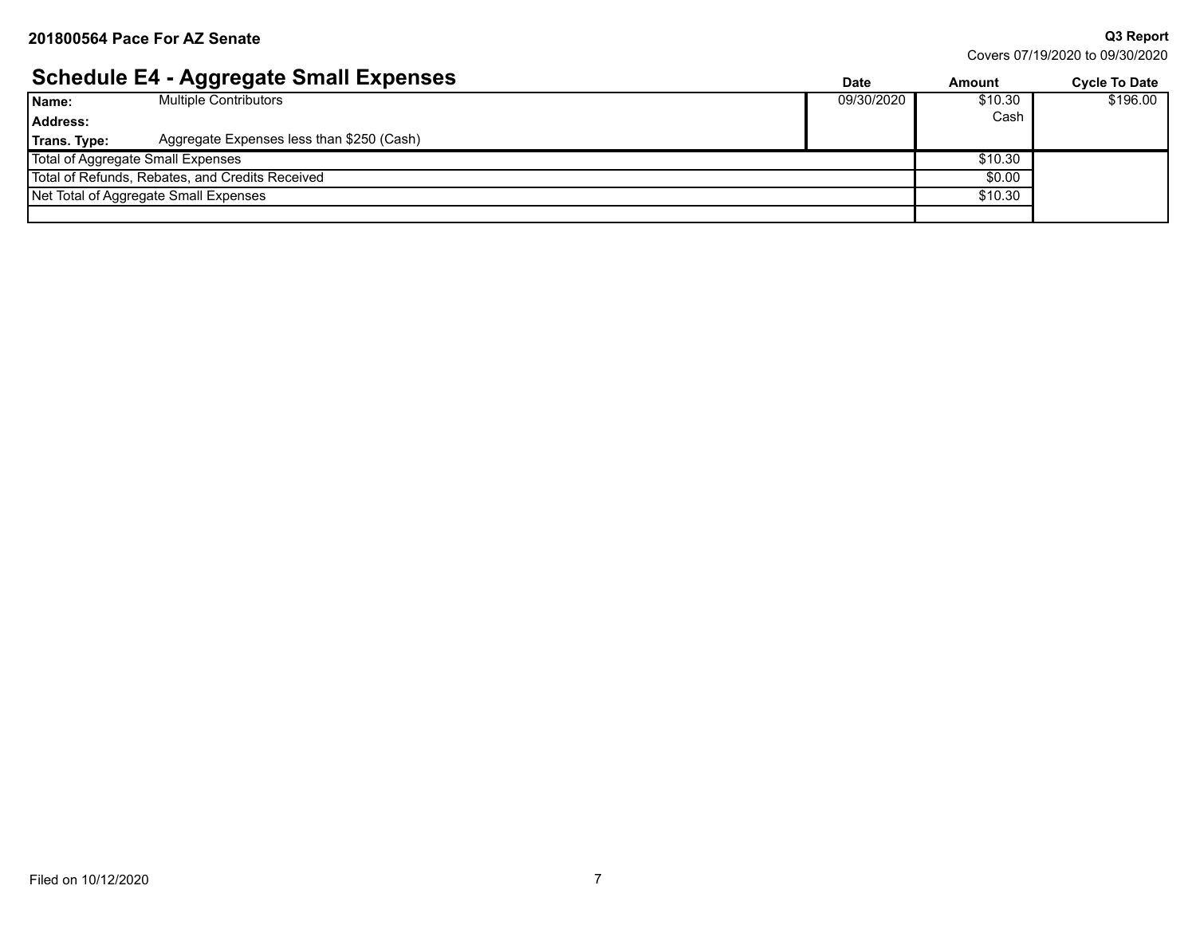**201800564 Pace For AZ Senate**

**Q3 Report**
Covers 07/19/2020 to 09/30/2020

## Schedule E4 - Aggregate Small Expenses

| | | Date | Amount | Cycle To Date |
|---|---|---|---|---|
| **Name:** | Multiple Contributors | 09/30/2020 | $10.30 Cash | $196.00 |
| **Address:** | | | | |
| **Trans. Type:** | Aggregate Expenses less than $250 (Cash) | | | |
| Total of Aggregate Small Expenses | | | $10.30 | |
| Total of Refunds, Rebates, and Credits Received | | | $0.00 | |
| Net Total of Aggregate Small Expenses | | | $10.30 | |

Filed on 10/12/2020